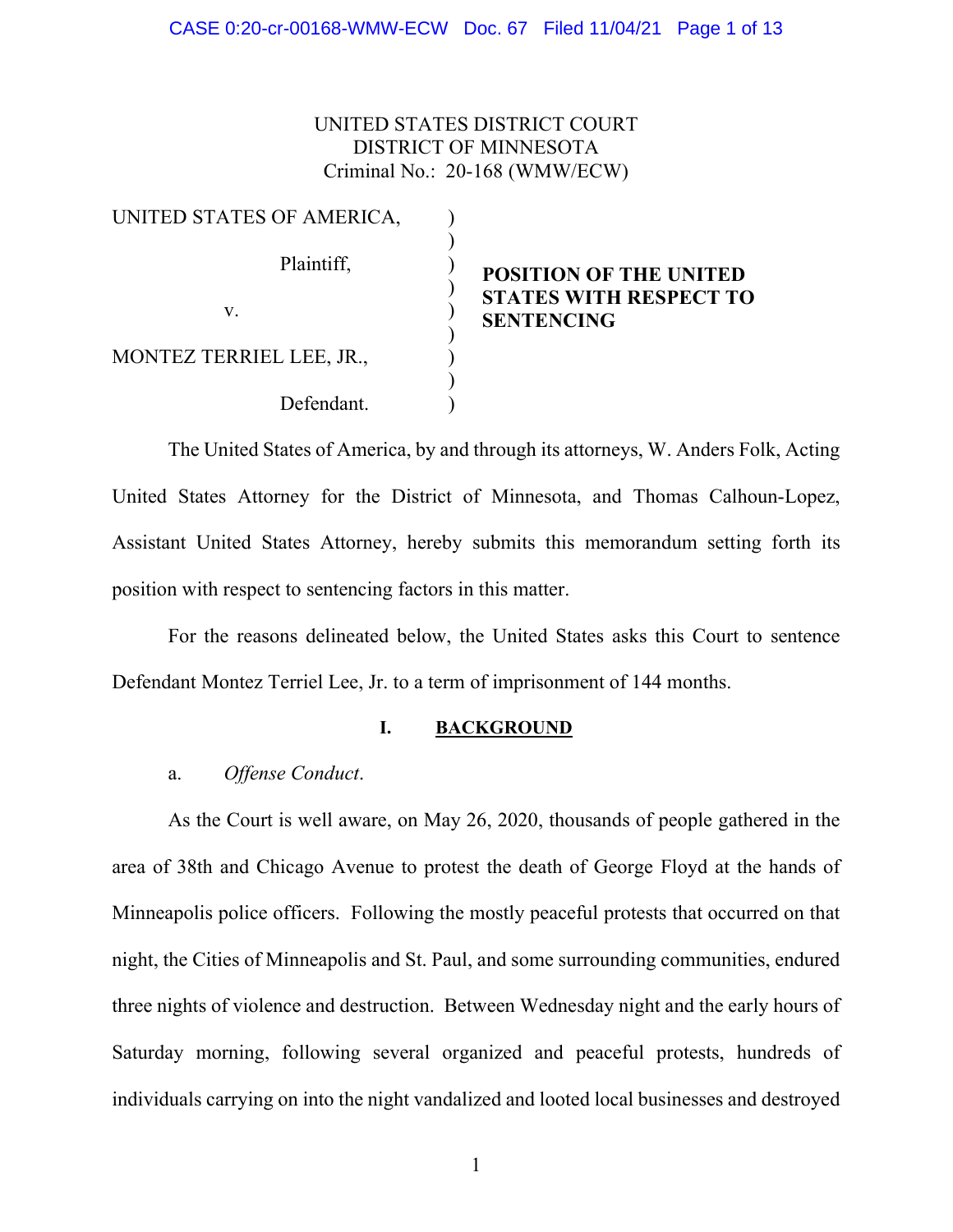UNITED STATES DISTRICT COURT
DISTRICT OF MINNESOTA
Criminal No.: 20-168 (WMW/ECW)

| | | |
|---|---|---|
| UNITED STATES OF AMERICA, Plaintiff, | ) | **POSITION OF THE UNITED STATES WITH RESPECT TO SENTENCING** |
| v. | ) | |
| MONTEZ TERRIEL LEE, JR., Defendant. | ) | |

The United States of America, by and through its attorneys, W. Anders Folk, Acting United States Attorney for the District of Minnesota, and Thomas Calhoun-Lopez, Assistant United States Attorney, hereby submits this memorandum setting forth its position with respect to sentencing factors in this matter.

For the reasons delineated below, the United States asks this Court to sentence Defendant Montez Terriel Lee, Jr. to a term of imprisonment of 144 months.

## I. BACKGROUND

a. *Offense Conduct*.

As the Court is well aware, on May 26, 2020, thousands of people gathered in the area of 38th and Chicago Avenue to protest the death of George Floyd at the hands of Minneapolis police officers. Following the mostly peaceful protests that occurred on that night, the Cities of Minneapolis and St. Paul, and some surrounding communities, endured three nights of violence and destruction. Between Wednesday night and the early hours of Saturday morning, following several organized and peaceful protests, hundreds of individuals carrying on into the night vandalized and looted local businesses and destroyed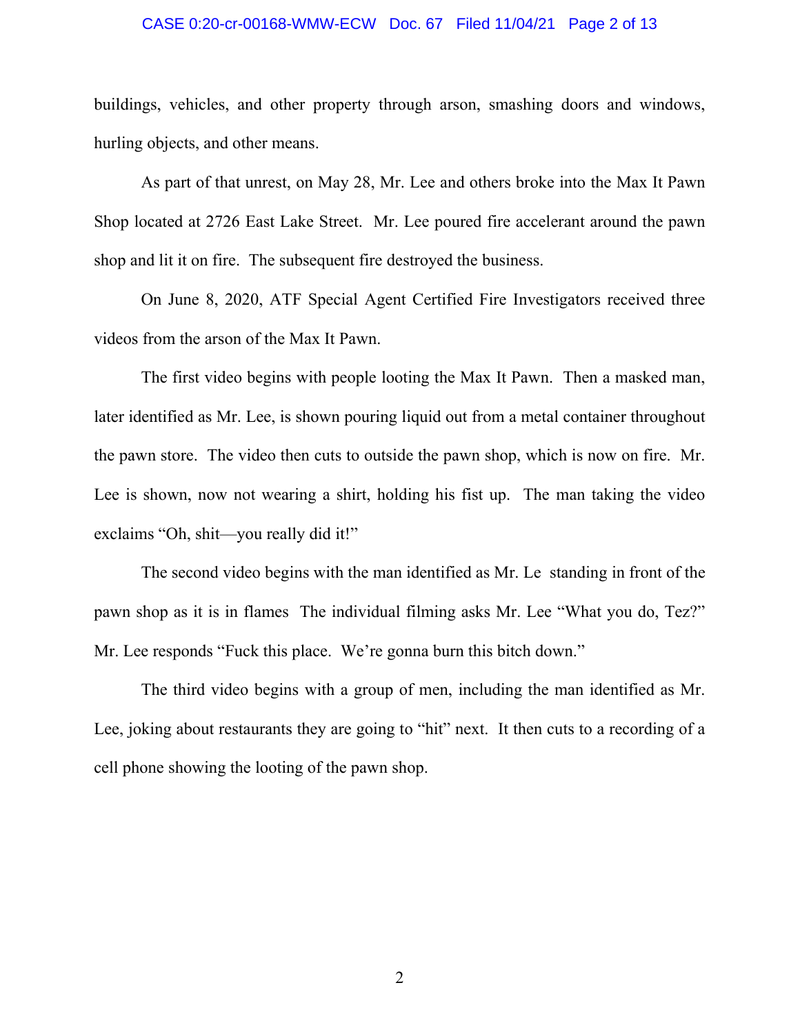buildings, vehicles, and other property through arson, smashing doors and windows, hurling objects, and other means.

As part of that unrest, on May 28, Mr. Lee and others broke into the Max It Pawn Shop located at 2726 East Lake Street. Mr. Lee poured fire accelerant around the pawn shop and lit it on fire. The subsequent fire destroyed the business.

On June 8, 2020, ATF Special Agent Certified Fire Investigators received three videos from the arson of the Max It Pawn.

The first video begins with people looting the Max It Pawn. Then a masked man, later identified as Mr. Lee, is shown pouring liquid out from a metal container throughout the pawn store. The video then cuts to outside the pawn shop, which is now on fire. Mr. Lee is shown, now not wearing a shirt, holding his fist up. The man taking the video exclaims "Oh, shit—you really did it!"

The second video begins with the man identified as Mr. Le  standing in front of the pawn shop as it is in flames  The individual filming asks Mr. Lee "What you do, Tez?" Mr. Lee responds "Fuck this place. We're gonna burn this bitch down."

The third video begins with a group of men, including the man identified as Mr. Lee, joking about restaurants they are going to "hit" next. It then cuts to a recording of a cell phone showing the looting of the pawn shop.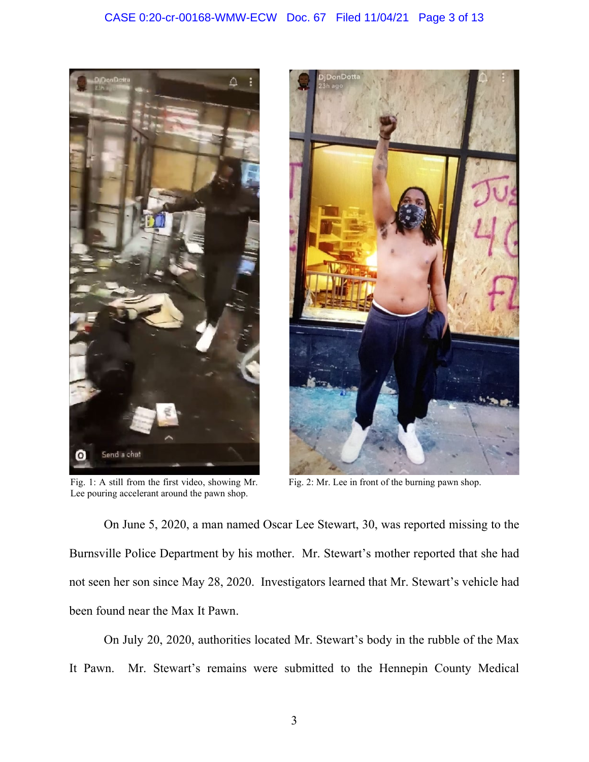Fig. 1: A still from the first video, showing Mr. Lee pouring accelerant around the pawn shop.

Fig. 2: Mr. Lee in front of the burning pawn shop.

On June 5, 2020, a man named Oscar Lee Stewart, 30, was reported missing to the Burnsville Police Department by his mother. Mr. Stewart's mother reported that she had not seen her son since May 28, 2020. Investigators learned that Mr. Stewart's vehicle had been found near the Max It Pawn.

On July 20, 2020, authorities located Mr. Stewart's body in the rubble of the Max It Pawn. Mr. Stewart's remains were submitted to the Hennepin County Medical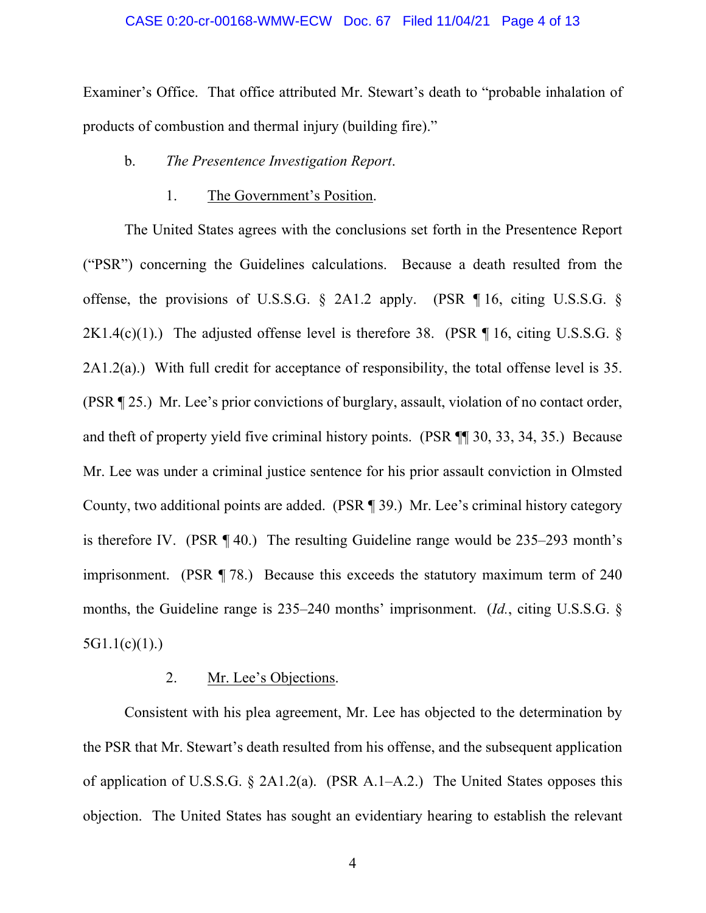Examiner's Office. That office attributed Mr. Stewart's death to "probable inhalation of products of combustion and thermal injury (building fire)."

b. *The Presentence Investigation Report*.

1. <u>The Government's Position</u>.

The United States agrees with the conclusions set forth in the Presentence Report ("PSR") concerning the Guidelines calculations. Because a death resulted from the offense, the provisions of U.S.S.G. § 2A1.2 apply. (PSR ¶ 16, citing U.S.S.G. § 2K1.4(c)(1).) The adjusted offense level is therefore 38. (PSR ¶ 16, citing U.S.S.G. § 2A1.2(a).) With full credit for acceptance of responsibility, the total offense level is 35. (PSR ¶ 25.) Mr. Lee's prior convictions of burglary, assault, violation of no contact order, and theft of property yield five criminal history points. (PSR ¶¶ 30, 33, 34, 35.) Because Mr. Lee was under a criminal justice sentence for his prior assault conviction in Olmsted County, two additional points are added. (PSR ¶ 39.) Mr. Lee's criminal history category is therefore IV. (PSR ¶ 40.) The resulting Guideline range would be 235–293 month's imprisonment. (PSR ¶ 78.) Because this exceeds the statutory maximum term of 240 months, the Guideline range is 235–240 months' imprisonment. (*Id.*, citing U.S.S.G. § 5G1.1(c)(1).)

2. <u>Mr. Lee's Objections</u>.

Consistent with his plea agreement, Mr. Lee has objected to the determination by the PSR that Mr. Stewart's death resulted from his offense, and the subsequent application of application of U.S.S.G. § 2A1.2(a). (PSR A.1–A.2.) The United States opposes this objection. The United States has sought an evidentiary hearing to establish the relevant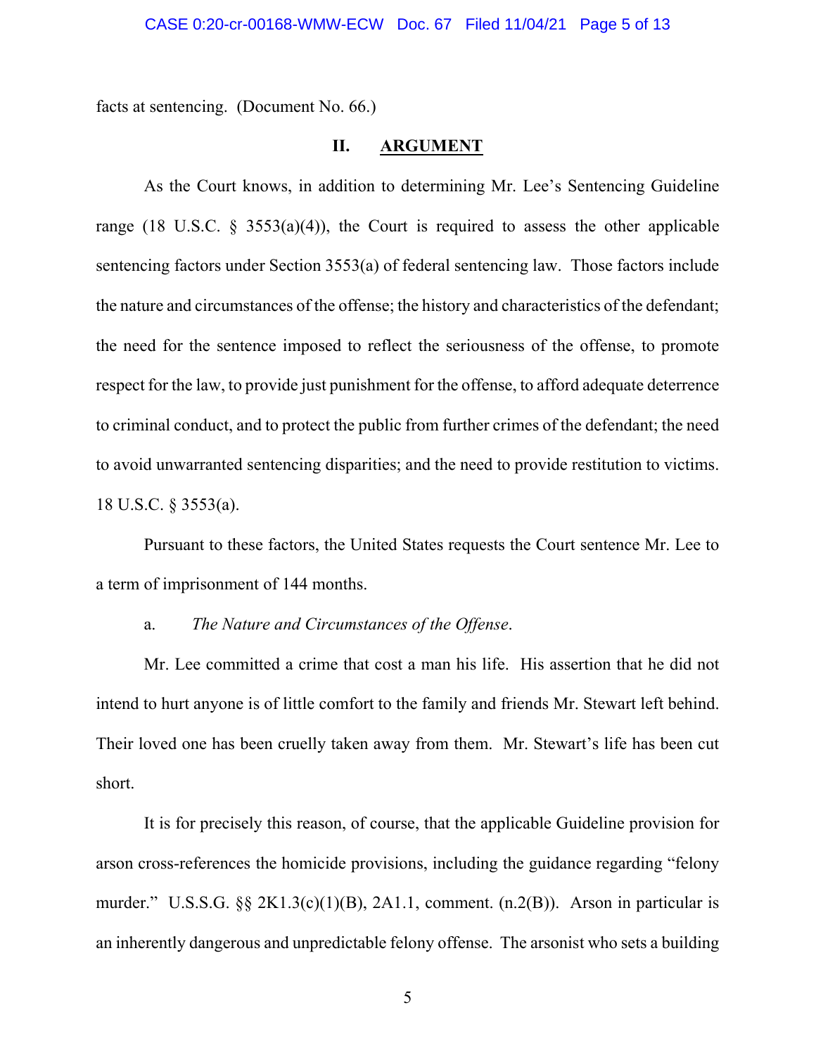facts at sentencing. (Document No. 66.)

## II. ARGUMENT

As the Court knows, in addition to determining Mr. Lee's Sentencing Guideline range (18 U.S.C. § 3553(a)(4)), the Court is required to assess the other applicable sentencing factors under Section 3553(a) of federal sentencing law. Those factors include the nature and circumstances of the offense; the history and characteristics of the defendant; the need for the sentence imposed to reflect the seriousness of the offense, to promote respect for the law, to provide just punishment for the offense, to afford adequate deterrence to criminal conduct, and to protect the public from further crimes of the defendant; the need to avoid unwarranted sentencing disparities; and the need to provide restitution to victims. 18 U.S.C. § 3553(a).

Pursuant to these factors, the United States requests the Court sentence Mr. Lee to a term of imprisonment of 144 months.

a. *The Nature and Circumstances of the Offense*.

Mr. Lee committed a crime that cost a man his life. His assertion that he did not intend to hurt anyone is of little comfort to the family and friends Mr. Stewart left behind. Their loved one has been cruelly taken away from them. Mr. Stewart's life has been cut short.

It is for precisely this reason, of course, that the applicable Guideline provision for arson cross-references the homicide provisions, including the guidance regarding "felony murder." U.S.S.G. §§ 2K1.3(c)(1)(B), 2A1.1, comment. (n.2(B)). Arson in particular is an inherently dangerous and unpredictable felony offense. The arsonist who sets a building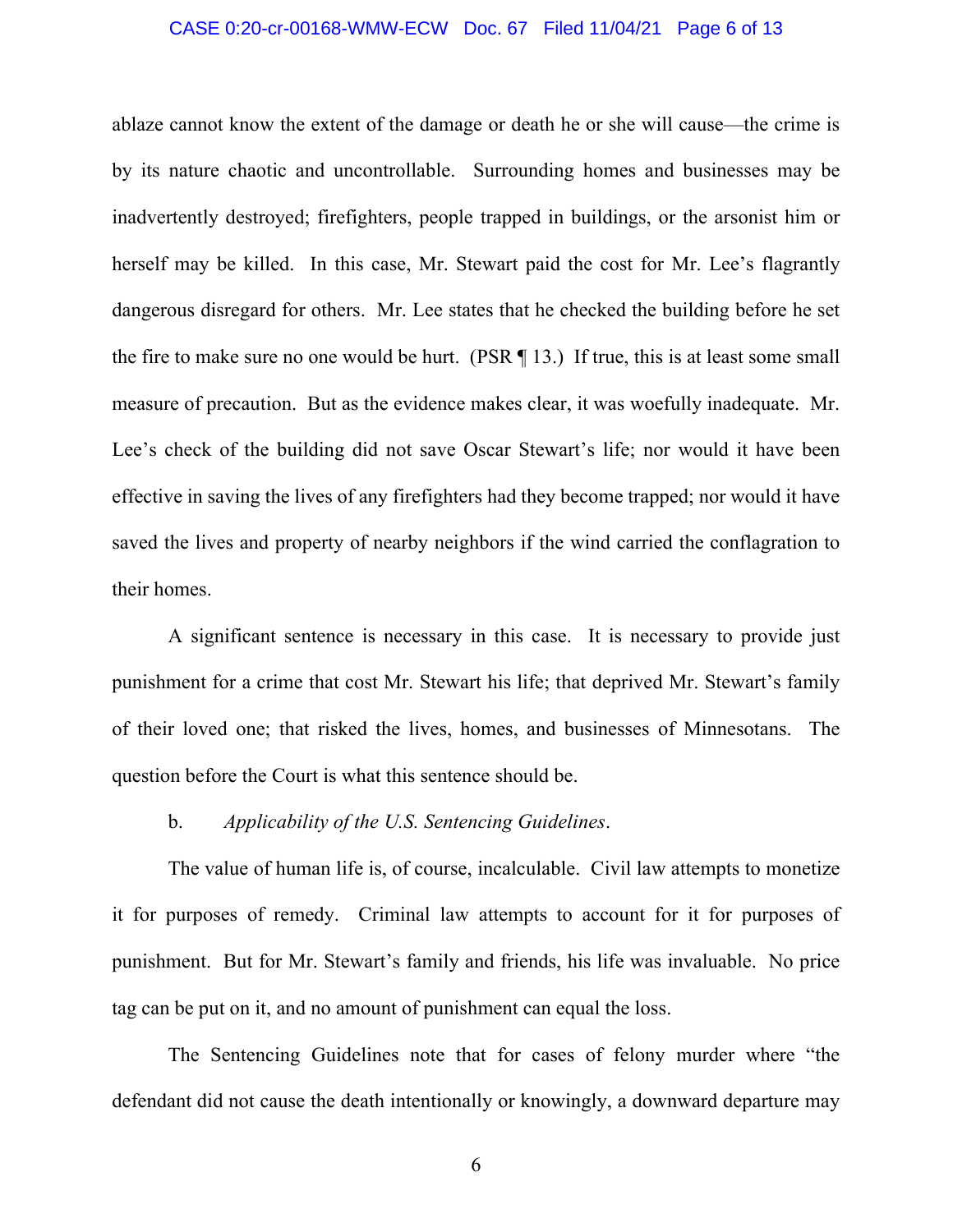ablaze cannot know the extent of the damage or death he or she will cause—the crime is by its nature chaotic and uncontrollable. Surrounding homes and businesses may be inadvertently destroyed; firefighters, people trapped in buildings, or the arsonist him or herself may be killed. In this case, Mr. Stewart paid the cost for Mr. Lee's flagrantly dangerous disregard for others. Mr. Lee states that he checked the building before he set the fire to make sure no one would be hurt. (PSR ¶ 13.) If true, this is at least some small measure of precaution. But as the evidence makes clear, it was woefully inadequate. Mr. Lee's check of the building did not save Oscar Stewart's life; nor would it have been effective in saving the lives of any firefighters had they become trapped; nor would it have saved the lives and property of nearby neighbors if the wind carried the conflagration to their homes.

A significant sentence is necessary in this case. It is necessary to provide just punishment for a crime that cost Mr. Stewart his life; that deprived Mr. Stewart's family of their loved one; that risked the lives, homes, and businesses of Minnesotans. The question before the Court is what this sentence should be.

b. *Applicability of the U.S. Sentencing Guidelines*.

The value of human life is, of course, incalculable. Civil law attempts to monetize it for purposes of remedy. Criminal law attempts to account for it for purposes of punishment. But for Mr. Stewart's family and friends, his life was invaluable. No price tag can be put on it, and no amount of punishment can equal the loss.

The Sentencing Guidelines note that for cases of felony murder where "the defendant did not cause the death intentionally or knowingly, a downward departure may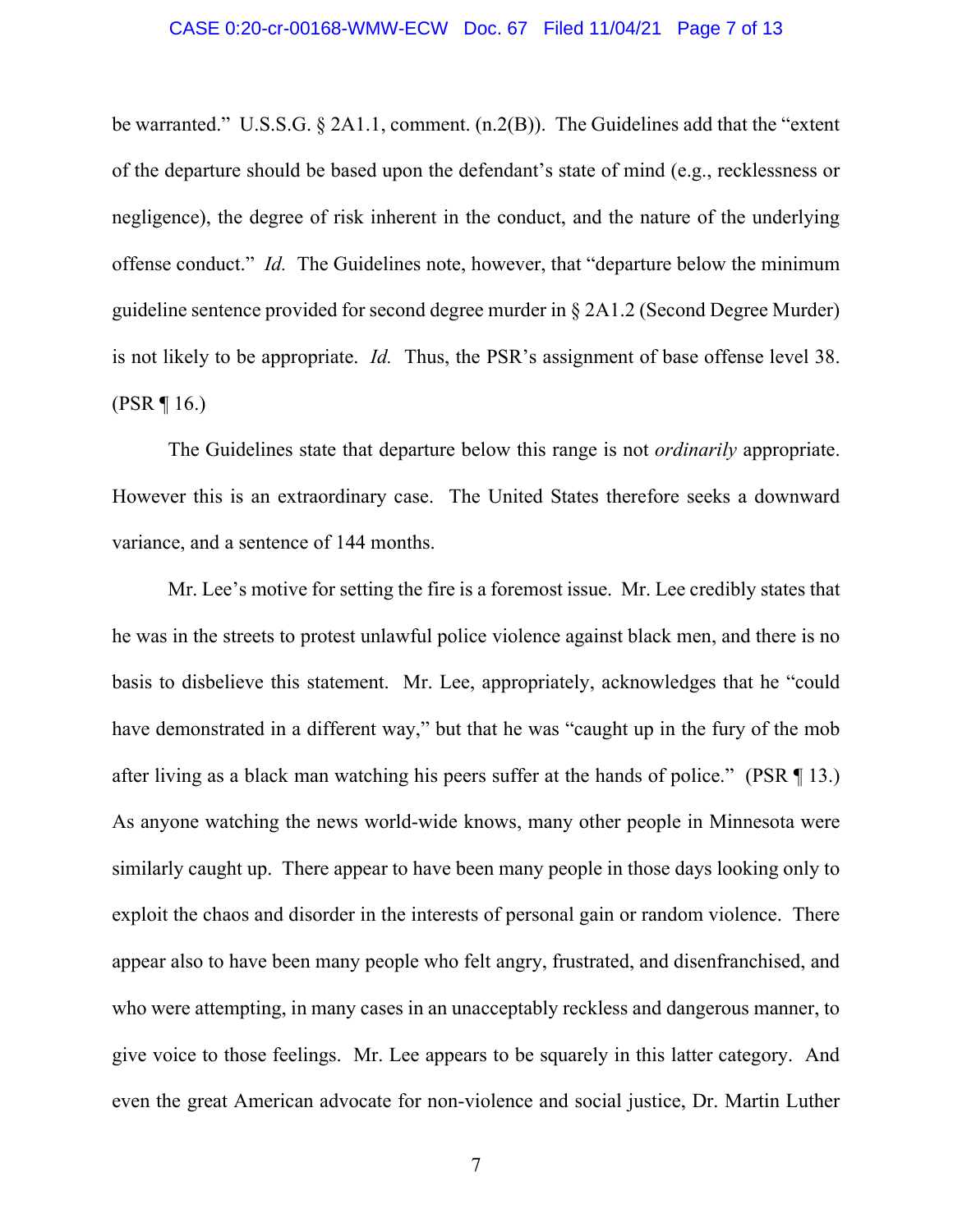be warranted." U.S.S.G. § 2A1.1, comment. (n.2(B)). The Guidelines add that the "extent of the departure should be based upon the defendant's state of mind (e.g., recklessness or negligence), the degree of risk inherent in the conduct, and the nature of the underlying offense conduct." *Id.* The Guidelines note, however, that "departure below the minimum guideline sentence provided for second degree murder in § 2A1.2 (Second Degree Murder) is not likely to be appropriate. *Id.* Thus, the PSR's assignment of base offense level 38. (PSR ¶ 16.)

The Guidelines state that departure below this range is not *ordinarily* appropriate. However this is an extraordinary case. The United States therefore seeks a downward variance, and a sentence of 144 months.

Mr. Lee's motive for setting the fire is a foremost issue. Mr. Lee credibly states that he was in the streets to protest unlawful police violence against black men, and there is no basis to disbelieve this statement. Mr. Lee, appropriately, acknowledges that he "could have demonstrated in a different way," but that he was "caught up in the fury of the mob after living as a black man watching his peers suffer at the hands of police." (PSR ¶ 13.) As anyone watching the news world-wide knows, many other people in Minnesota were similarly caught up. There appear to have been many people in those days looking only to exploit the chaos and disorder in the interests of personal gain or random violence. There appear also to have been many people who felt angry, frustrated, and disenfranchised, and who were attempting, in many cases in an unacceptably reckless and dangerous manner, to give voice to those feelings. Mr. Lee appears to be squarely in this latter category. And even the great American advocate for non-violence and social justice, Dr. Martin Luther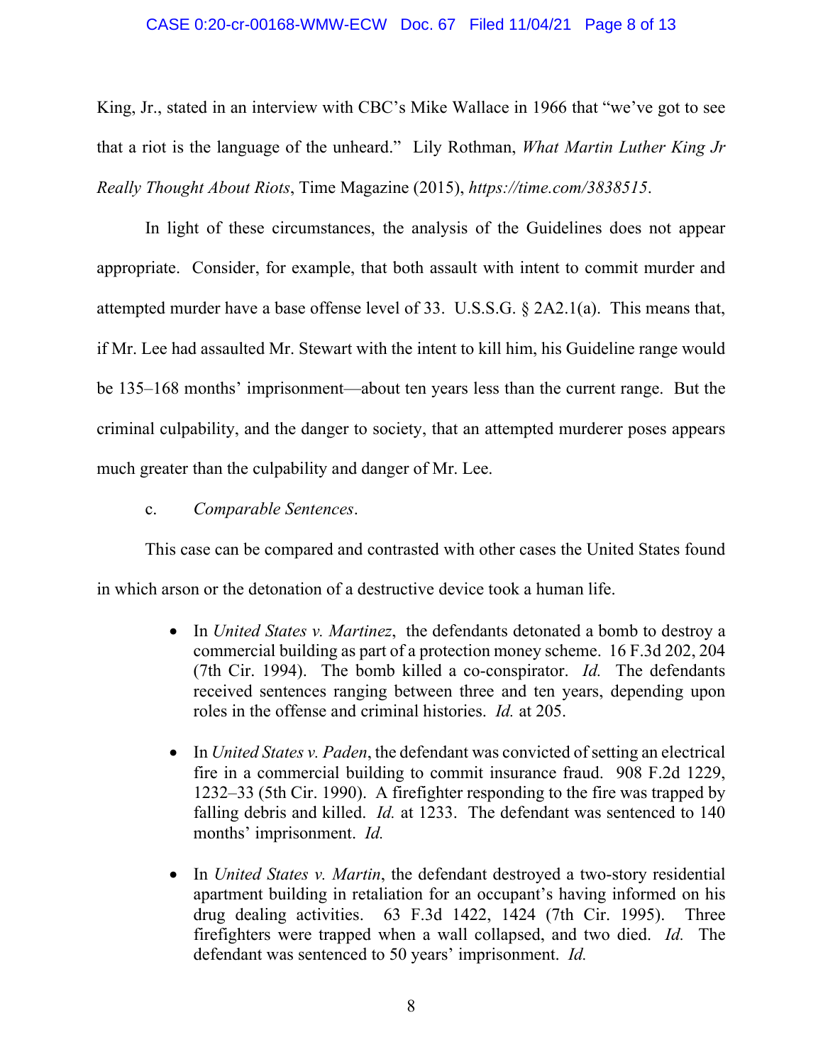King, Jr., stated in an interview with CBC's Mike Wallace in 1966 that "we've got to see that a riot is the language of the unheard." Lily Rothman, *What Martin Luther King Jr Really Thought About Riots*, Time Magazine (2015), *https://time.com/3838515*.

In light of these circumstances, the analysis of the Guidelines does not appear appropriate. Consider, for example, that both assault with intent to commit murder and attempted murder have a base offense level of 33. U.S.S.G. § 2A2.1(a). This means that, if Mr. Lee had assaulted Mr. Stewart with the intent to kill him, his Guideline range would be 135–168 months' imprisonment—about ten years less than the current range. But the criminal culpability, and the danger to society, that an attempted murderer poses appears much greater than the culpability and danger of Mr. Lee.

c. *Comparable Sentences*.

This case can be compared and contrasted with other cases the United States found in which arson or the detonation of a destructive device took a human life.

- In *United States v. Martinez*, the defendants detonated a bomb to destroy a commercial building as part of a protection money scheme. 16 F.3d 202, 204 (7th Cir. 1994). The bomb killed a co-conspirator. *Id.* The defendants received sentences ranging between three and ten years, depending upon roles in the offense and criminal histories. *Id.* at 205.

- In *United States v. Paden*, the defendant was convicted of setting an electrical fire in a commercial building to commit insurance fraud. 908 F.2d 1229, 1232–33 (5th Cir. 1990). A firefighter responding to the fire was trapped by falling debris and killed. *Id.* at 1233. The defendant was sentenced to 140 months' imprisonment. *Id.*

- In *United States v. Martin*, the defendant destroyed a two-story residential apartment building in retaliation for an occupant's having informed on his drug dealing activities. 63 F.3d 1422, 1424 (7th Cir. 1995). Three firefighters were trapped when a wall collapsed, and two died. *Id.* The defendant was sentenced to 50 years' imprisonment. *Id.*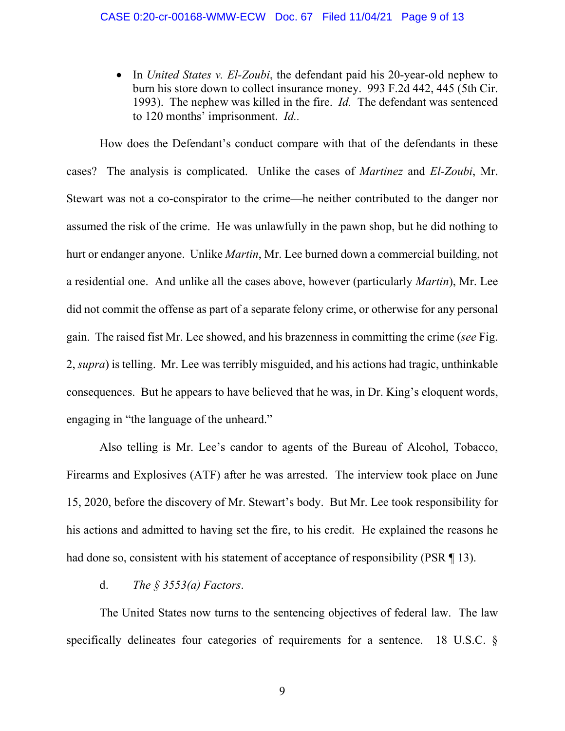- In *United States v. El-Zoubi*, the defendant paid his 20-year-old nephew to burn his store down to collect insurance money. 993 F.2d 442, 445 (5th Cir. 1993). The nephew was killed in the fire. *Id.* The defendant was sentenced to 120 months' imprisonment. *Id.*.

How does the Defendant's conduct compare with that of the defendants in these cases? The analysis is complicated. Unlike the cases of *Martinez* and *El-Zoubi*, Mr. Stewart was not a co-conspirator to the crime—he neither contributed to the danger nor assumed the risk of the crime. He was unlawfully in the pawn shop, but he did nothing to hurt or endanger anyone. Unlike *Martin*, Mr. Lee burned down a commercial building, not a residential one. And unlike all the cases above, however (particularly *Martin*), Mr. Lee did not commit the offense as part of a separate felony crime, or otherwise for any personal gain. The raised fist Mr. Lee showed, and his brazenness in committing the crime (*see* Fig. 2, *supra*) is telling. Mr. Lee was terribly misguided, and his actions had tragic, unthinkable consequences. But he appears to have believed that he was, in Dr. King's eloquent words, engaging in "the language of the unheard."

Also telling is Mr. Lee's candor to agents of the Bureau of Alcohol, Tobacco, Firearms and Explosives (ATF) after he was arrested. The interview took place on June 15, 2020, before the discovery of Mr. Stewart's body. But Mr. Lee took responsibility for his actions and admitted to having set the fire, to his credit. He explained the reasons he had done so, consistent with his statement of acceptance of responsibility (PSR ¶ 13).

d. *The § 3553(a) Factors*.

The United States now turns to the sentencing objectives of federal law. The law specifically delineates four categories of requirements for a sentence. 18 U.S.C. §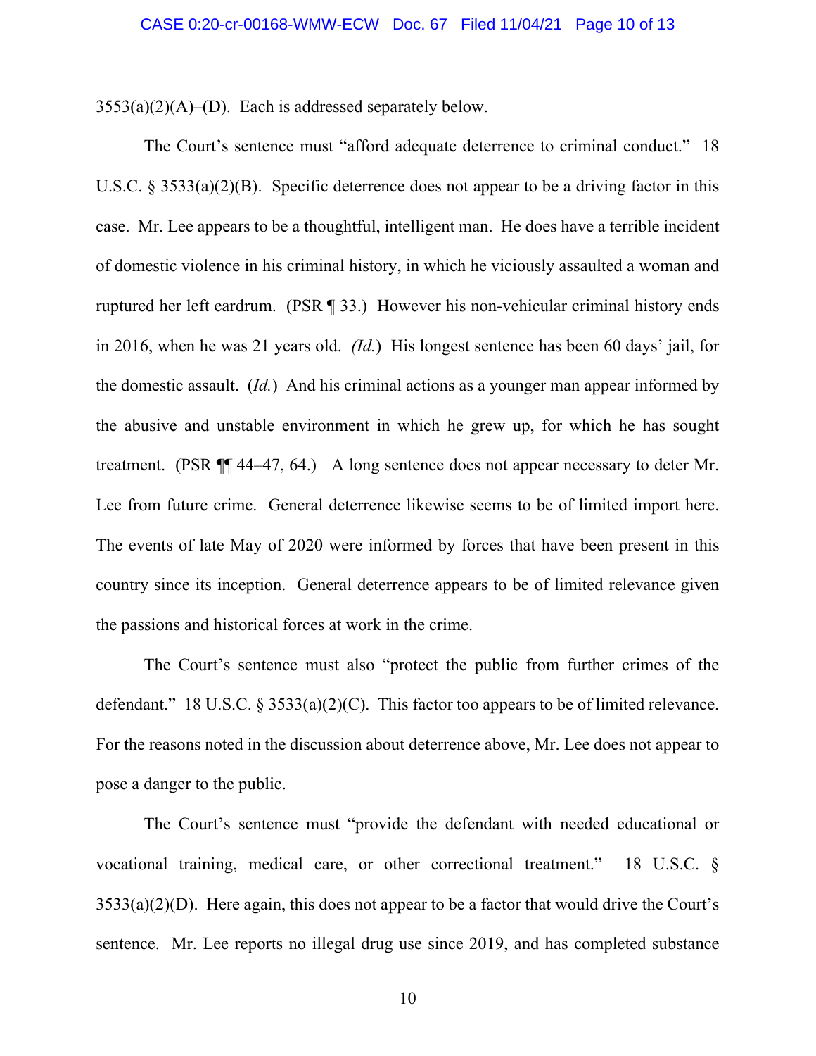3553(a)(2)(A)–(D). Each is addressed separately below.

The Court's sentence must "afford adequate deterrence to criminal conduct." 18 U.S.C. § 3533(a)(2)(B). Specific deterrence does not appear to be a driving factor in this case. Mr. Lee appears to be a thoughtful, intelligent man. He does have a terrible incident of domestic violence in his criminal history, in which he viciously assaulted a woman and ruptured her left eardrum. (PSR ¶ 33.) However his non-vehicular criminal history ends in 2016, when he was 21 years old. *(Id.)* His longest sentence has been 60 days' jail, for the domestic assault. (*Id.*) And his criminal actions as a younger man appear informed by the abusive and unstable environment in which he grew up, for which he has sought treatment. (PSR ¶¶ 44–47, 64.) A long sentence does not appear necessary to deter Mr. Lee from future crime. General deterrence likewise seems to be of limited import here. The events of late May of 2020 were informed by forces that have been present in this country since its inception. General deterrence appears to be of limited relevance given the passions and historical forces at work in the crime.

The Court's sentence must also "protect the public from further crimes of the defendant." 18 U.S.C. § 3533(a)(2)(C). This factor too appears to be of limited relevance. For the reasons noted in the discussion about deterrence above, Mr. Lee does not appear to pose a danger to the public.

The Court's sentence must "provide the defendant with needed educational or vocational training, medical care, or other correctional treatment." 18 U.S.C. § 3533(a)(2)(D). Here again, this does not appear to be a factor that would drive the Court's sentence. Mr. Lee reports no illegal drug use since 2019, and has completed substance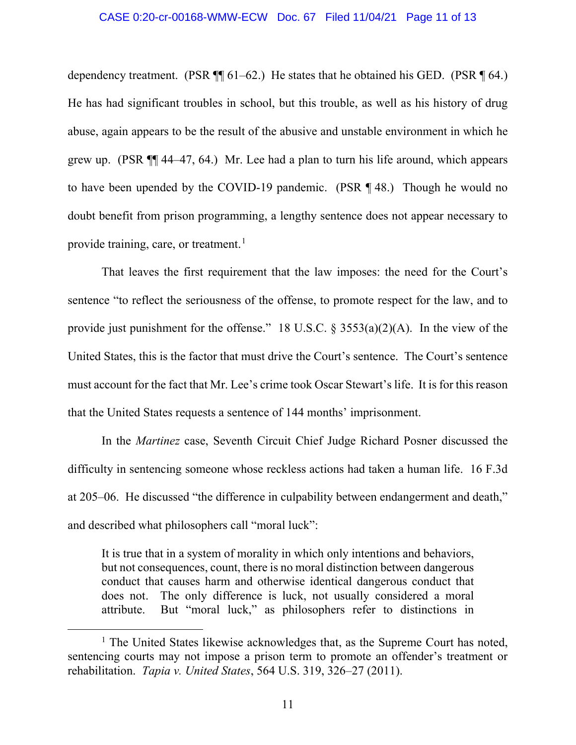dependency treatment. (PSR ¶¶ 61–62.) He states that he obtained his GED. (PSR ¶ 64.) He has had significant troubles in school, but this trouble, as well as his history of drug abuse, again appears to be the result of the abusive and unstable environment in which he grew up. (PSR ¶¶ 44–47, 64.) Mr. Lee had a plan to turn his life around, which appears to have been upended by the COVID-19 pandemic. (PSR ¶ 48.) Though he would no doubt benefit from prison programming, a lengthy sentence does not appear necessary to provide training, care, or treatment.[1]

That leaves the first requirement that the law imposes: the need for the Court's sentence "to reflect the seriousness of the offense, to promote respect for the law, and to provide just punishment for the offense." 18 U.S.C. § 3553(a)(2)(A). In the view of the United States, this is the factor that must drive the Court's sentence. The Court's sentence must account for the fact that Mr. Lee's crime took Oscar Stewart's life. It is for this reason that the United States requests a sentence of 144 months' imprisonment.

In the *Martinez* case, Seventh Circuit Chief Judge Richard Posner discussed the difficulty in sentencing someone whose reckless actions had taken a human life. 16 F.3d at 205–06. He discussed "the difference in culpability between endangerment and death," and described what philosophers call "moral luck":

> It is true that in a system of morality in which only intentions and behaviors, but not consequences, count, there is no moral distinction between dangerous conduct that causes harm and otherwise identical dangerous conduct that does not. The only difference is luck, not usually considered a moral attribute. But "moral luck," as philosophers refer to distinctions in

---

[1] The United States likewise acknowledges that, as the Supreme Court has noted, sentencing courts may not impose a prison term to promote an offender's treatment or rehabilitation. *Tapia v. United States*, 564 U.S. 319, 326–27 (2011).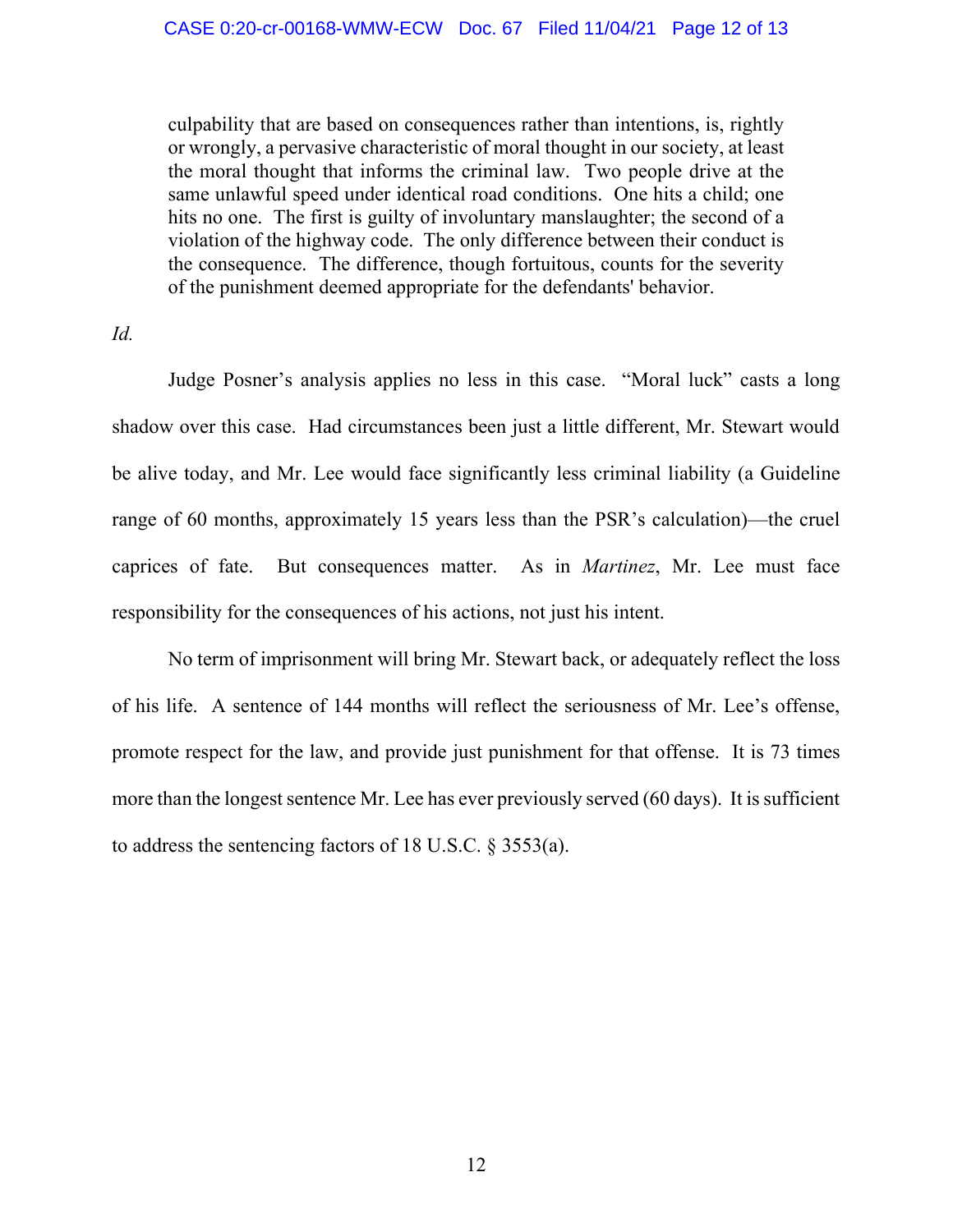> culpability that are based on consequences rather than intentions, is, rightly or wrongly, a pervasive characteristic of moral thought in our society, at least the moral thought that informs the criminal law. Two people drive at the same unlawful speed under identical road conditions. One hits a child; one hits no one. The first is guilty of involuntary manslaughter; the second of a violation of the highway code. The only difference between their conduct is the consequence. The difference, though fortuitous, counts for the severity of the punishment deemed appropriate for the defendants' behavior.

*Id.*

Judge Posner's analysis applies no less in this case. "Moral luck" casts a long shadow over this case. Had circumstances been just a little different, Mr. Stewart would be alive today, and Mr. Lee would face significantly less criminal liability (a Guideline range of 60 months, approximately 15 years less than the PSR's calculation)—the cruel caprices of fate. But consequences matter. As in *Martinez*, Mr. Lee must face responsibility for the consequences of his actions, not just his intent.

No term of imprisonment will bring Mr. Stewart back, or adequately reflect the loss of his life. A sentence of 144 months will reflect the seriousness of Mr. Lee's offense, promote respect for the law, and provide just punishment for that offense. It is 73 times more than the longest sentence Mr. Lee has ever previously served (60 days). It is sufficient to address the sentencing factors of 18 U.S.C. § 3553(a).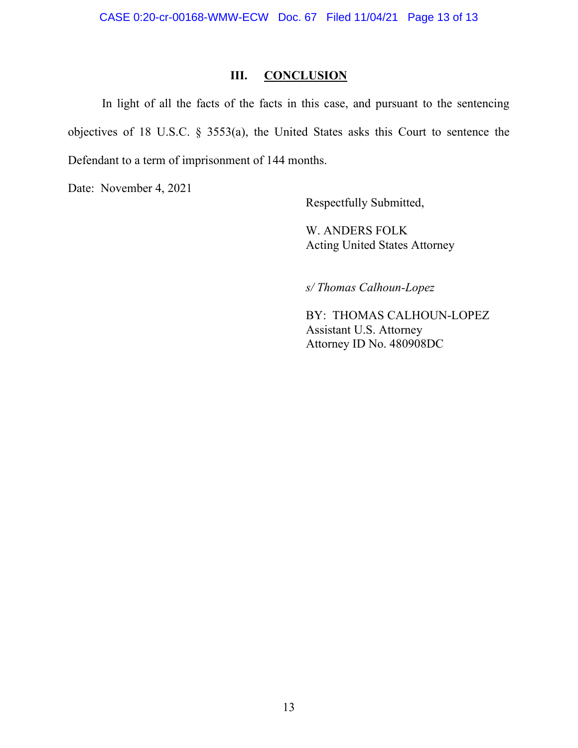## III. CONCLUSION

In light of all the facts of the facts in this case, and pursuant to the sentencing objectives of 18 U.S.C. § 3553(a), the United States asks this Court to sentence the Defendant to a term of imprisonment of 144 months.

Date: November 4, 2021

Respectfully Submitted,

W. ANDERS FOLK
Acting United States Attorney

*s/ Thomas Calhoun-Lopez*

BY: THOMAS CALHOUN-LOPEZ
Assistant U.S. Attorney
Attorney ID No. 480908DC